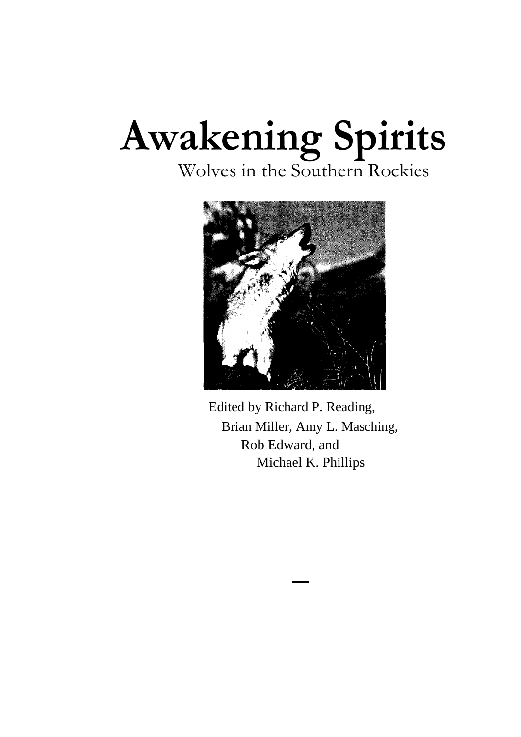# Awakening Spirits

## Wolves in the Southern Rockies

Edited by Richard P. Reading,
Brian Miller, Amy L. Masching,
Rob Edward, and
Michael K. Phillips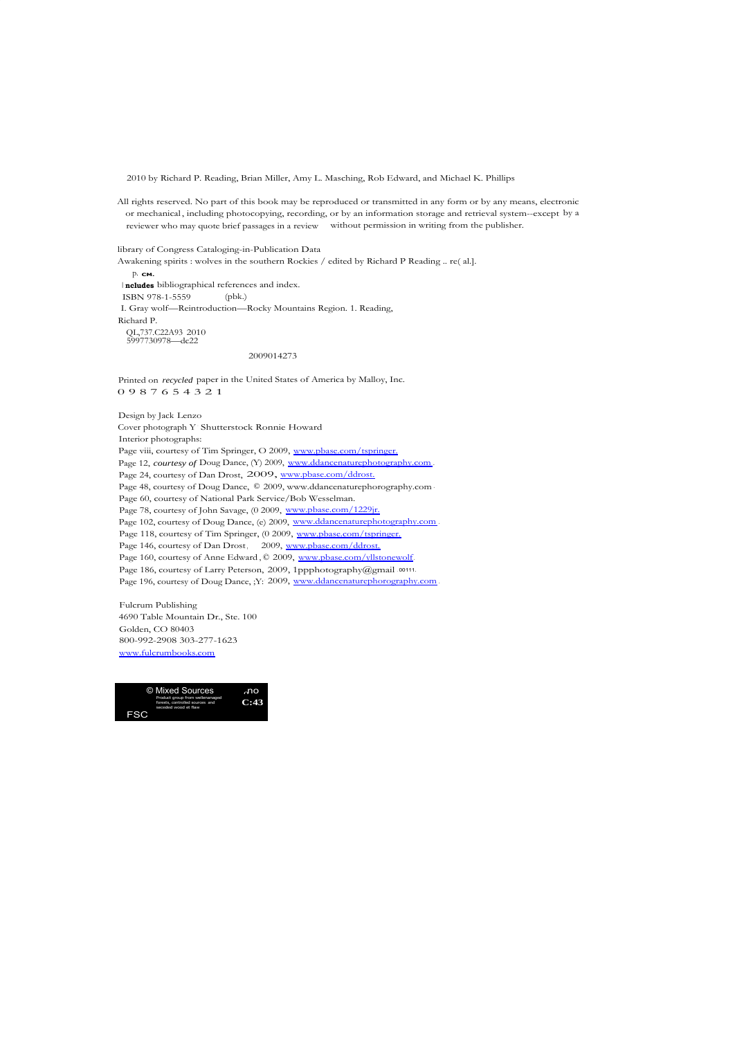2010 by Richard P. Reading, Brian Miller, Amy L. Masching, Rob Edward, and Michael K. Phillips

All rights reserved. No part of this book may be reproduced or transmitted in any form or by any means, electronic or mechanical, including photocopying, recording, or by an information storage and retrieval system--except by a reviewer who may quote brief passages in a review without permission in writing from the publisher.

library of Congress Cataloging-in-Publication Data
Awakening spirits : wolves in the southern Rockies / edited by Richard P Reading .. re( al.].
p. cм.
Includes bibliographical references and index.
ISBN 978-1-5559 (pbk.)
I. Gray wolf—Reintroduction—Rocky Mountains Region. 1. Reading, Richard P.
QL737.C22A93 2010
5997730978—dc22

2009014273

Printed on *recycled* paper in the United States of America by Malloy, Inc.
0 9 8 7 6 5 4 3 2 1

Design by Jack Lenzo
Cover photograph Y Shutterstock Ronnie Howard
Interior photographs:
Page viii, courtesy of Tim Springer, O 2009, www.pbase.com/tspringer.
Page 12, *courtesy of* Doug Dance, (Y) 2009, www.ddancenaturephotography.com.
Page 24, courtesy of Dan Drost, 2009, www.pbase.com/ddrost.
Page 48, courtesy of Doug Dance, © 2009, www.ddancenaturephorography.com.
Page 60, courtesy of National Park Service/Bob Wesselman.
Page 78, courtesy of John Savage, (0 2009, www.pbase.com/1229jr.
Page 102, courtesy of Doug Dance, (c) 2009, www.ddancenaturephotography.com.
Page 118, courtesy of Tim Springer, (0 2009, www.pbase.com/tspringer.
Page 146, courtesy of Dan Drost, 2009, www.pbase.com/ddrost.
Page 160, courtesy of Anne Edward, © 2009, www.pbase.com/yllstonewolf.
Page 186, courtesy of Larry Peterson, 2009, 1ppphotography@gmail.00111.
Page 196, courtesy of Doug Dance, ;Y: 2009, www.ddancenaturephorography.com.

Fulcrum Publishing
4690 Table Mountain Dr., Ste. 100
Golden, CO 80403
800-992-2908 303-277-1623
www.fulcrumbooks.com

© Mixed Sources
Product group from wellmanaged forests, controlled sources and seceded wood et flaw
FSC
C:43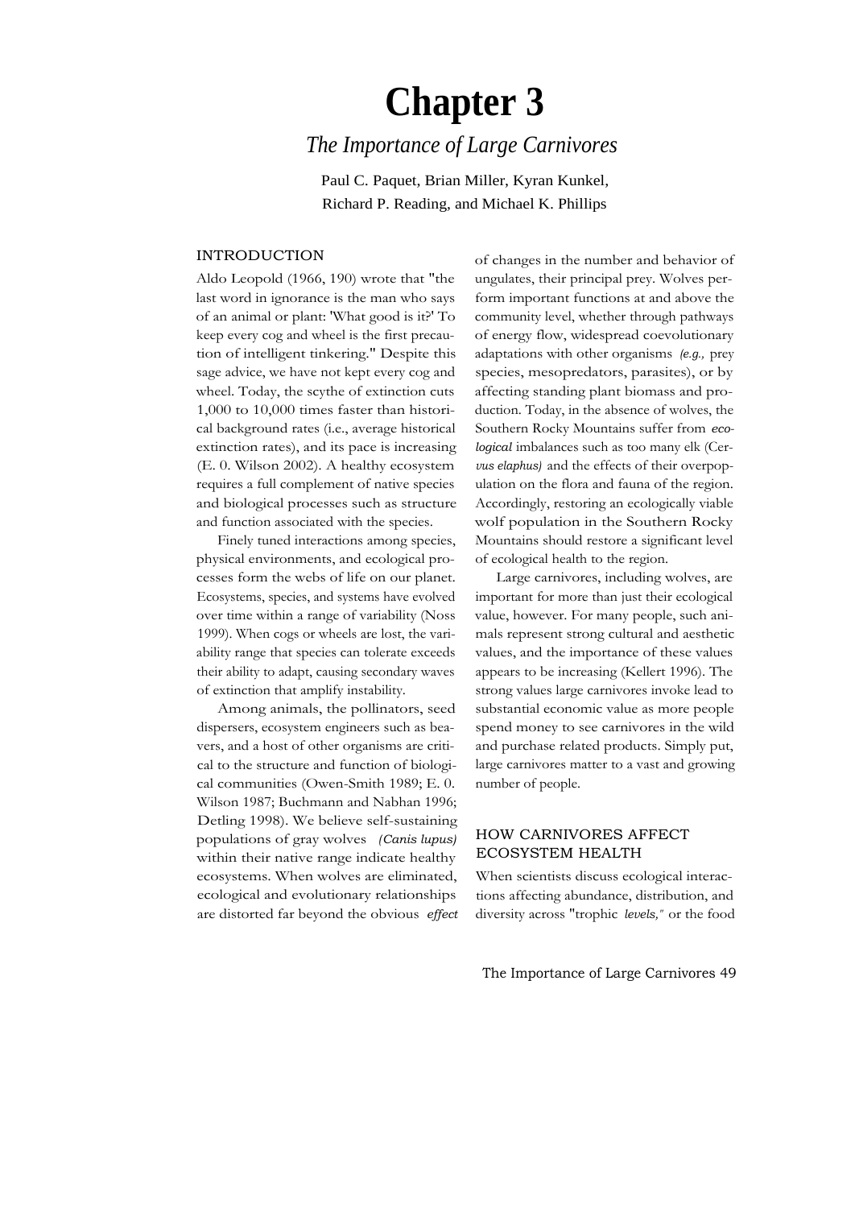# Chapter 3

## *The Importance of Large Carnivores*

Paul C. Paquet, Brian Miller, Kyran Kunkel, Richard P. Reading, and Michael K. Phillips

### INTRODUCTION

Aldo Leopold (1966, 190) wrote that "the last word in ignorance is the man who says of an animal or plant: 'What good is it?' To keep every cog and wheel is the first precaution of intelligent tinkering." Despite this sage advice, we have not kept every cog and wheel. Today, the scythe of extinction cuts 1,000 to 10,000 times faster than historical background rates (i.e., average historical extinction rates), and its pace is increasing (E. 0. Wilson 2002). A healthy ecosystem requires a full complement of native species and biological processes such as structure and function associated with the species.

Finely tuned interactions among species, physical environments, and ecological processes form the webs of life on our planet. Ecosystems, species, and systems have evolved over time within a range of variability (Noss 1999). When cogs or wheels are lost, the variability range that species can tolerate exceeds their ability to adapt, causing secondary waves of extinction that amplify instability.

Among animals, the pollinators, seed dispersers, ecosystem engineers such as beavers, and a host of other organisms are critical to the structure and function of biological communities (Owen-Smith 1989; E. 0. Wilson 1987; Buchmann and Nabhan 1996; Detling 1998). We believe self-sustaining populations of gray wolves *(Canis lupus)* within their native range indicate healthy ecosystems. When wolves are eliminated, ecological and evolutionary relationships are distorted far beyond the obvious *effect* of changes in the number and behavior of ungulates, their principal prey. Wolves perform important functions at and above the community level, whether through pathways of energy flow, widespread coevolutionary adaptations with other organisms *(e.g.,* prey species, mesopredators, parasites), or by affecting standing plant biomass and production. Today, in the absence of wolves, the Southern Rocky Mountains suffer from *ecological* imbalances such as too many elk (*Cervus elaphus)* and the effects of their overpopulation on the flora and fauna of the region. Accordingly, restoring an ecologically viable wolf population in the Southern Rocky Mountains should restore a significant level of ecological health to the region.

Large carnivores, including wolves, are important for more than just their ecological value, however. For many people, such animals represent strong cultural and aesthetic values, and the importance of these values appears to be increasing (Kellert 1996). The strong values large carnivores invoke lead to substantial economic value as more people spend money to see carnivores in the wild and purchase related products. Simply put, large carnivores matter to a vast and growing number of people.

### HOW CARNIVORES AFFECT ECOSYSTEM HEALTH

When scientists discuss ecological interactions affecting abundance, distribution, and diversity across "trophic *levels,"* or the food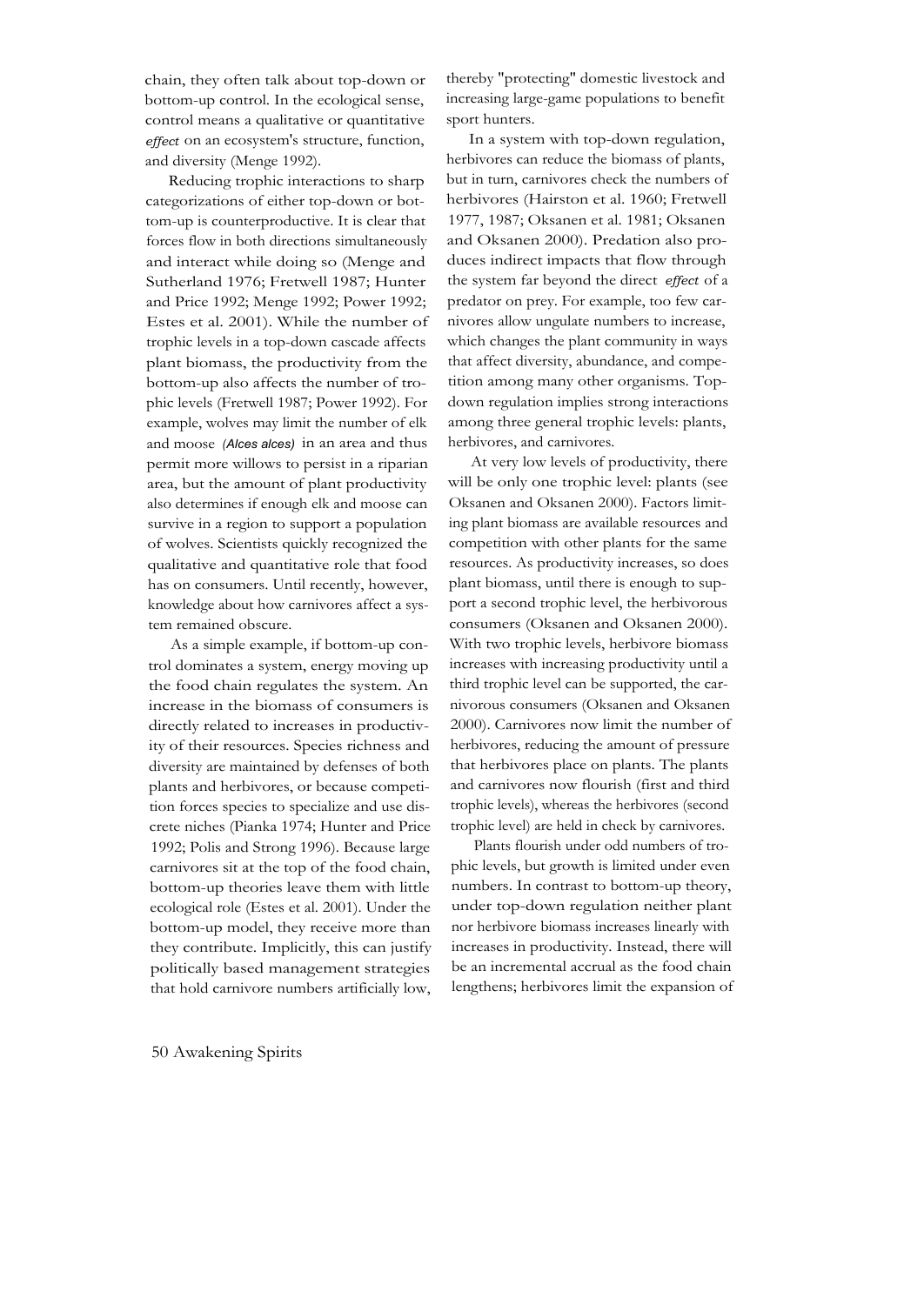chain, they often talk about top-down or bottom-up control. In the ecological sense, control means a qualitative or quantitative *effect* on an ecosystem's structure, function, and diversity (Menge 1992).

Reducing trophic interactions to sharp categorizations of either top-down or bottom-up is counterproductive. It is clear that forces flow in both directions simultaneously and interact while doing so (Menge and Sutherland 1976; Fretwell 1987; Hunter and Price 1992; Menge 1992; Power 1992; Estes et al. 2001). While the number of trophic levels in a top-down cascade affects plant biomass, the productivity from the bottom-up also affects the number of trophic levels (Fretwell 1987; Power 1992). For example, wolves may limit the number of elk and moose *(Alces alces)* in an area and thus permit more willows to persist in a riparian area, but the amount of plant productivity also determines if enough elk and moose can survive in a region to support a population of wolves. Scientists quickly recognized the qualitative and quantitative role that food has on consumers. Until recently, however, knowledge about how carnivores affect a system remained obscure.

As a simple example, if bottom-up control dominates a system, energy moving up the food chain regulates the system. An increase in the biomass of consumers is directly related to increases in productivity of their resources. Species richness and diversity are maintained by defenses of both plants and herbivores, or because competition forces species to specialize and use discrete niches (Pianka 1974; Hunter and Price 1992; Polis and Strong 1996). Because large carnivores sit at the top of the food chain, bottom-up theories leave them with little ecological role (Estes et al. 2001). Under the bottom-up model, they receive more than they contribute. Implicitly, this can justify politically based management strategies that hold carnivore numbers artificially low, thereby "protecting" domestic livestock and increasing large-game populations to benefit sport hunters.

In a system with top-down regulation, herbivores can reduce the biomass of plants, but in turn, carnivores check the numbers of herbivores (Hairston et al. 1960; Fretwell 1977, 1987; Oksanen et al. 1981; Oksanen and Oksanen 2000). Predation also produces indirect impacts that flow through the system far beyond the direct *effect* of a predator on prey. For example, too few carnivores allow ungulate numbers to increase, which changes the plant community in ways that affect diversity, abundance, and competition among many other organisms. Top-down regulation implies strong interactions among three general trophic levels: plants, herbivores, and carnivores.

At very low levels of productivity, there will be only one trophic level: plants (see Oksanen and Oksanen 2000). Factors limiting plant biomass are available resources and competition with other plants for the same resources. As productivity increases, so does plant biomass, until there is enough to support a second trophic level, the herbivorous consumers (Oksanen and Oksanen 2000). With two trophic levels, herbivore biomass increases with increasing productivity until a third trophic level can be supported, the carnivorous consumers (Oksanen and Oksanen 2000). Carnivores now limit the number of herbivores, reducing the amount of pressure that herbivores place on plants. The plants and carnivores now flourish (first and third trophic levels), whereas the herbivores (second trophic level) are held in check by carnivores.

Plants flourish under odd numbers of trophic levels, but growth is limited under even numbers. In contrast to bottom-up theory, under top-down regulation neither plant nor herbivore biomass increases linearly with increases in productivity. Instead, there will be an incremental accrual as the food chain lengthens; herbivores limit the expansion of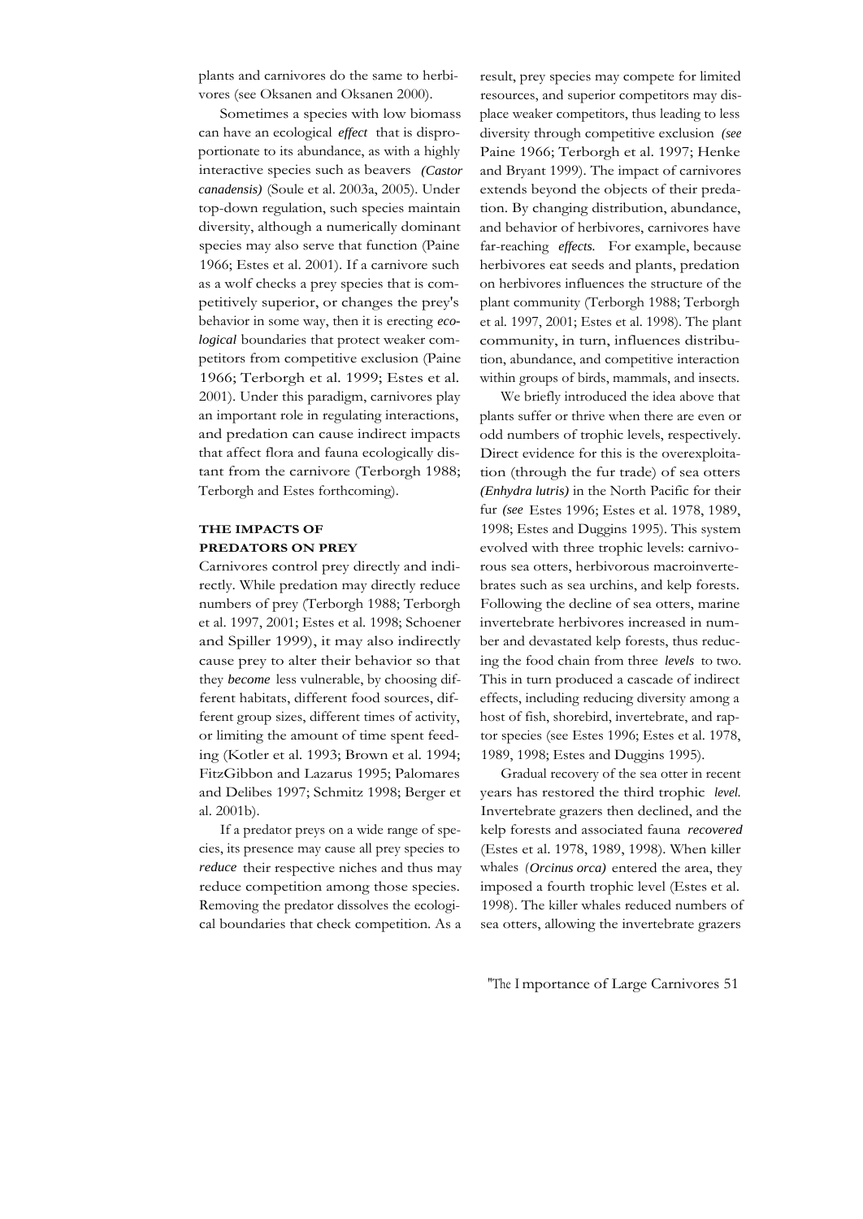plants and carnivores do the same to herbivores (see Oksanen and Oksanen 2000).

Sometimes a species with low biomass can have an ecological *effect* that is disproportionate to its abundance, as with a highly interactive species such as beavers *(Castor canadensis)* (Soule et al. 2003a, 2005). Under top-down regulation, such species maintain diversity, although a numerically dominant species may also serve that function (Paine 1966; Estes et al. 2001). If a carnivore such as a wolf checks a prey species that is competitively superior, or changes the prey's behavior in some way, then it is erecting *ecological* boundaries that protect weaker competitors from competitive exclusion (Paine 1966; Terborgh et al. 1999; Estes et al. 2001). Under this paradigm, carnivores play an important role in regulating interactions, and predation can cause indirect impacts that affect flora and fauna ecologically distant from the carnivore (Terborgh 1988; Terborgh and Estes forthcoming).

## THE IMPACTS OF PREDATORS ON PREY

Carnivores control prey directly and indirectly. While predation may directly reduce numbers of prey (Terborgh 1988; Terborgh et al. 1997, 2001; Estes et al. 1998; Schoener and Spiller 1999), it may also indirectly cause prey to alter their behavior so that they *become* less vulnerable, by choosing different habitats, different food sources, different group sizes, different times of activity, or limiting the amount of time spent feeding (Kotler et al. 1993; Brown et al. 1994; FitzGibbon and Lazarus 1995; Palomares and Delibes 1997; Schmitz 1998; Berger et al. 2001b).

If a predator preys on a wide range of species, its presence may cause all prey species to *reduce* their respective niches and thus may reduce competition among those species. Removing the predator dissolves the ecological boundaries that check competition. As a result, prey species may compete for limited resources, and superior competitors may displace weaker competitors, thus leading to less diversity through competitive exclusion *(see* Paine 1966; Terborgh et al. 1997; Henke and Bryant 1999). The impact of carnivores extends beyond the objects of their predation. By changing distribution, abundance, and behavior of herbivores, carnivores have far-reaching *effects.* For example, because herbivores eat seeds and plants, predation on herbivores influences the structure of the plant community (Terborgh 1988; Terborgh et al. 1997, 2001; Estes et al. 1998). The plant community, in turn, influences distribution, abundance, and competitive interaction within groups of birds, mammals, and insects.

We briefly introduced the idea above that plants suffer or thrive when there are even or odd numbers of trophic levels, respectively. Direct evidence for this is the overexploitation (through the fur trade) of sea otters *(Enhydra lutris)* in the North Pacific for their fur *(see* Estes 1996; Estes et al. 1978, 1989, 1998; Estes and Duggins 1995). This system evolved with three trophic levels: carnivorous sea otters, herbivorous macroinvertebrates such as sea urchins, and kelp forests. Following the decline of sea otters, marine invertebrate herbivores increased in number and devastated kelp forests, thus reducing the food chain from three *levels* to two. This in turn produced a cascade of indirect effects, including reducing diversity among a host of fish, shorebird, invertebrate, and raptor species (see Estes 1996; Estes et al. 1978, 1989, 1998; Estes and Duggins 1995).

Gradual recovery of the sea otter in recent years has restored the third trophic *level.* Invertebrate grazers then declined, and the kelp forests and associated fauna *recovered* (Estes et al. 1978, 1989, 1998). When killer whales *(Orcinus orca)* entered the area, they imposed a fourth trophic level (Estes et al. 1998). The killer whales reduced numbers of sea otters, allowing the invertebrate grazers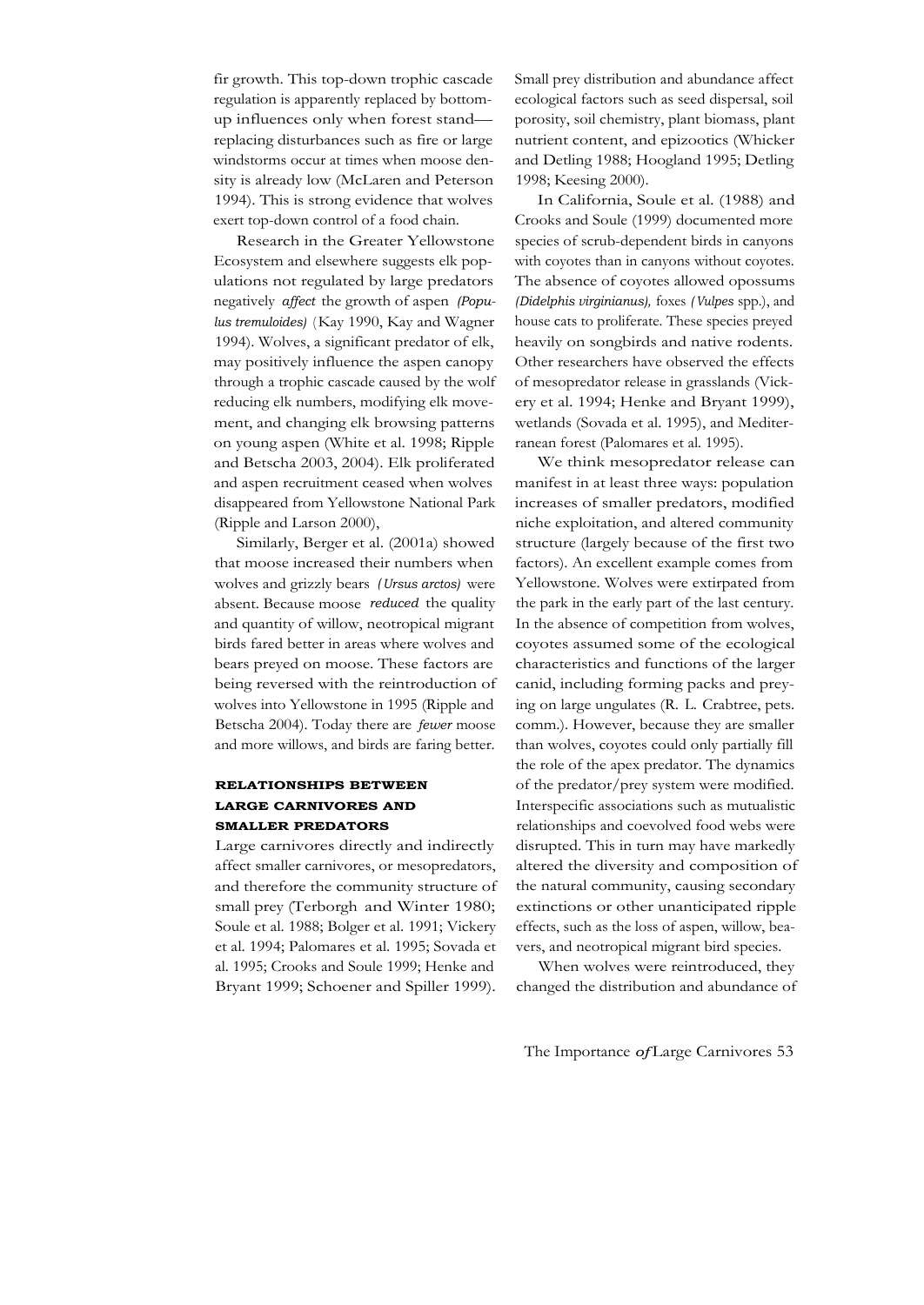fir growth. This top-down trophic cascade regulation is apparently replaced by bottom-up influences only when forest stand—replacing disturbances such as fire or large windstorms occur at times when moose density is already low (McLaren and Peterson 1994). This is strong evidence that wolves exert top-down control of a food chain.

Research in the Greater Yellowstone Ecosystem and elsewhere suggests elk populations not regulated by large predators negatively *affect* the growth of aspen *(Populus tremuloides)* (Kay 1990, Kay and Wagner 1994). Wolves, a significant predator of elk, may positively influence the aspen canopy through a trophic cascade caused by the wolf reducing elk numbers, modifying elk movement, and changing elk browsing patterns on young aspen (White et al. 1998; Ripple and Betscha 2003, 2004). Elk proliferated and aspen recruitment ceased when wolves disappeared from Yellowstone National Park (Ripple and Larson 2000),

Similarly, Berger et al. (2001a) showed that moose increased their numbers when wolves and grizzly bears *(Ursus arctos)* were absent. Because moose *reduced* the quality and quantity of willow, neotropical migrant birds fared better in areas where wolves and bears preyed on moose. These factors are being reversed with the reintroduction of wolves into Yellowstone in 1995 (Ripple and Betscha 2004). Today there are *fewer* moose and more willows, and birds are faring better.

## RELATIONSHIPS BETWEEN LARGE CARNIVORES AND SMALLER PREDATORS

Large carnivores directly and indirectly affect smaller carnivores, or mesopredators, and therefore the community structure of small prey (Terborgh and Winter 1980; Soule et al. 1988; Bolger et al. 1991; Vickery et al. 1994; Palomares et al. 1995; Sovada et al. 1995; Crooks and Soule 1999; Henke and Bryant 1999; Schoener and Spiller 1999). Small prey distribution and abundance affect ecological factors such as seed dispersal, soil porosity, soil chemistry, plant biomass, plant nutrient content, and epizootics (Whicker and Detling 1988; Hoogland 1995; Detling 1998; Keesing 2000).

In California, Soule et al. (1988) and Crooks and Soule (1999) documented more species of scrub-dependent birds in canyons with coyotes than in canyons without coyotes. The absence of coyotes allowed opossums *(Didelphis virginianus),* foxes *(Vulpes* spp.), and house cats to proliferate. These species preyed heavily on songbirds and native rodents. Other researchers have observed the effects of mesopredator release in grasslands (Vickery et al. 1994; Henke and Bryant 1999), wetlands (Sovada et al. 1995), and Mediterranean forest (Palomares et al. 1995).

We think mesopredator release can manifest in at least three ways: population increases of smaller predators, modified niche exploitation, and altered community structure (largely because of the first two factors). An excellent example comes from Yellowstone. Wolves were extirpated from the park in the early part of the last century. In the absence of competition from wolves, coyotes assumed some of the ecological characteristics and functions of the larger canid, including forming packs and preying on large ungulates (R. L. Crabtree, pets. comm.). However, because they are smaller than wolves, coyotes could only partially fill the role of the apex predator. The dynamics of the predator/prey system were modified. Interspecific associations such as mutualistic relationships and coevolved food webs were disrupted. This in turn may have markedly altered the diversity and composition of the natural community, causing secondary extinctions or other unanticipated ripple effects, such as the loss of aspen, willow, beavers, and neotropical migrant bird species.

When wolves were reintroduced, they changed the distribution and abundance of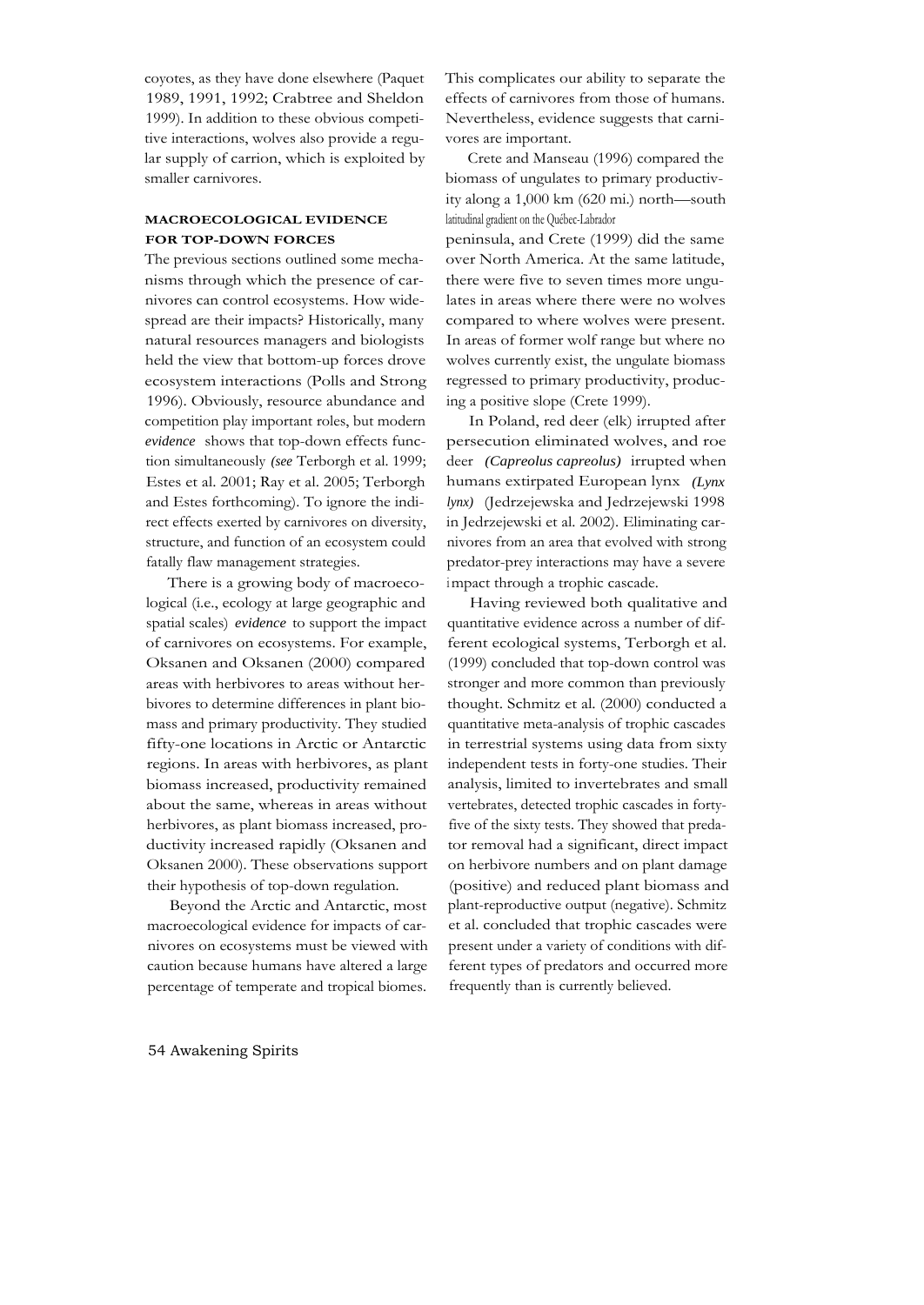coyotes, as they have done elsewhere (Paquet 1989, 1991, 1992; Crabtree and Sheldon 1999). In addition to these obvious competitive interactions, wolves also provide a regular supply of carrion, which is exploited by smaller carnivores.

### MACROECOLOGICAL EVIDENCE FOR TOP-DOWN FORCES

The previous sections outlined some mechanisms through which the presence of carnivores can control ecosystems. How widespread are their impacts? Historically, many natural resources managers and biologists held the view that bottom-up forces drove ecosystem interactions (Polls and Strong 1996). Obviously, resource abundance and competition play important roles, but modern *evidence* shows that top-down effects function simultaneously *(see* Terborgh et al. 1999; Estes et al. 2001; Ray et al. 2005; Terborgh and Estes forthcoming). To ignore the indirect effects exerted by carnivores on diversity, structure, and function of an ecosystem could fatally flaw management strategies.

There is a growing body of macroecological (i.e., ecology at large geographic and spatial scales) *evidence* to support the impact of carnivores on ecosystems. For example, Oksanen and Oksanen (2000) compared areas with herbivores to areas without herbivores to determine differences in plant biomass and primary productivity. They studied fifty-one locations in Arctic or Antarctic regions. In areas with herbivores, as plant biomass increased, productivity remained about the same, whereas in areas without herbivores, as plant biomass increased, productivity increased rapidly (Oksanen and Oksanen 2000). These observations support their hypothesis of top-down regulation.

Beyond the Arctic and Antarctic, most macroecological evidence for impacts of carnivores on ecosystems must be viewed with caution because humans have altered a large percentage of temperate and tropical biomes. This complicates our ability to separate the effects of carnivores from those of humans. Nevertheless, evidence suggests that carnivores are important.

Crete and Manseau (1996) compared the biomass of ungulates to primary productivity along a 1,000 km (620 mi.) north—south latitudinal gradient on the Québec-Labrador peninsula, and Crete (1999) did the same over North America. At the same latitude, there were five to seven times more ungulates in areas where there were no wolves compared to where wolves were present. In areas of former wolf range but where no wolves currently exist, the ungulate biomass regressed to primary productivity, producing a positive slope (Crete 1999).

In Poland, red deer (elk) irrupted after persecution eliminated wolves, and roe deer *(Capreolus capreolus)* irrupted when humans extirpated European lynx *(Lynx lynx)* (Jedrzejewska and Jedrzejewski 1998 in Jedrzejewski et al. 2002). Eliminating carnivores from an area that evolved with strong predator-prey interactions may have a severe impact through a trophic cascade.

Having reviewed both qualitative and quantitative evidence across a number of different ecological systems, Terborgh et al. (1999) concluded that top-down control was stronger and more common than previously thought. Schmitz et al. (2000) conducted a quantitative meta-analysis of trophic cascades in terrestrial systems using data from sixty independent tests in forty-one studies. Their analysis, limited to invertebrates and small vertebrates, detected trophic cascades in forty-five of the sixty tests. They showed that predator removal had a significant, direct impact on herbivore numbers and on plant damage (positive) and reduced plant biomass and plant-reproductive output (negative). Schmitz et al. concluded that trophic cascades were present under a variety of conditions with different types of predators and occurred more frequently than is currently believed.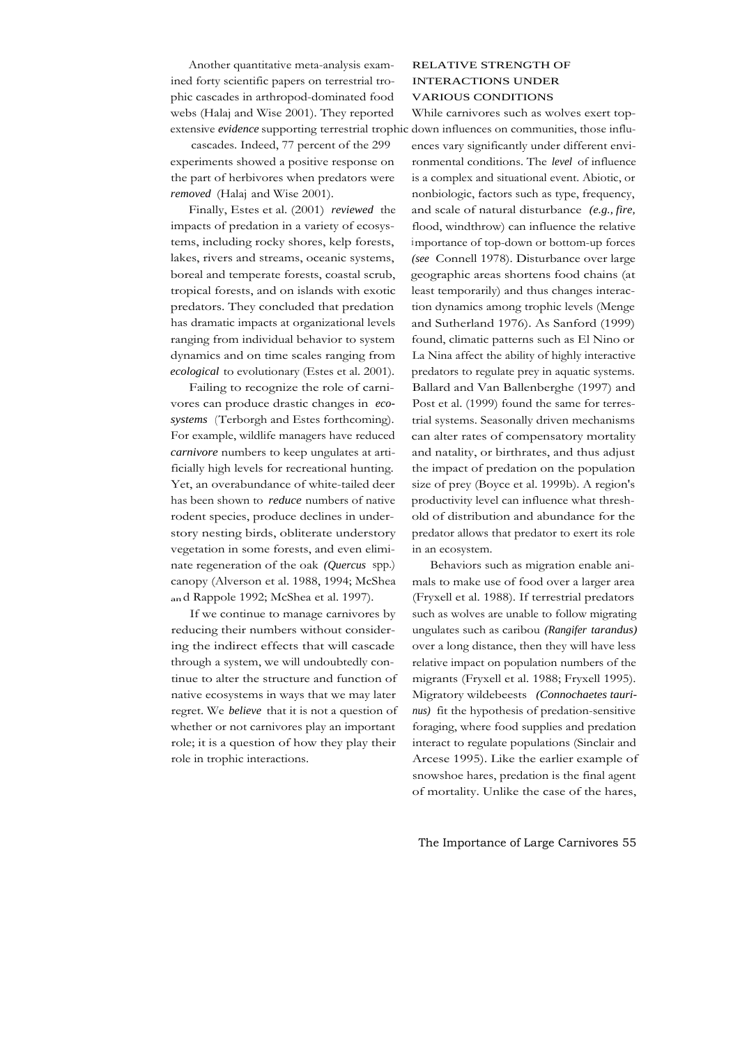Another quantitative meta-analysis examined forty scientific papers on terrestrial trophic cascades in arthropod-dominated food webs (Halaj and Wise 2001). They reported extensive *evidence* supporting terrestrial trophic cascades. Indeed, 77 percent of the 299 experiments showed a positive response on the part of herbivores when predators were *removed* (Halaj and Wise 2001).

Finally, Estes et al. (2001) *reviewed* the impacts of predation in a variety of ecosystems, including rocky shores, kelp forests, lakes, rivers and streams, oceanic systems, boreal and temperate forests, coastal scrub, tropical forests, and on islands with exotic predators. They concluded that predation has dramatic impacts at organizational levels ranging from individual behavior to system dynamics and on time scales ranging from *ecological* to evolutionary (Estes et al. 2001).

Failing to recognize the role of carnivores can produce drastic changes in *ecosystems* (Terborgh and Estes forthcoming). For example, wildlife managers have reduced *carnivore* numbers to keep ungulates at artificially high levels for recreational hunting. Yet, an overabundance of white-tailed deer has been shown to *reduce* numbers of native rodent species, produce declines in understory nesting birds, obliterate understory vegetation in some forests, and even eliminate regeneration of the oak *(Quercus* spp.) canopy (Alverson et al. 1988, 1994; McShea and Rappole 1992; McShea et al. 1997).

If we continue to manage carnivores by reducing their numbers without considering the indirect effects that will cascade through a system, we will undoubtedly continue to alter the structure and function of native ecosystems in ways that we may later regret. We *believe* that it is not a question of whether or not carnivores play an important role; it is a question of how they play their role in trophic interactions.

## RELATIVE STRENGTH OF INTERACTIONS UNDER VARIOUS CONDITIONS

While carnivores such as wolves exert top-down influences on communities, those influences vary significantly under different environmental conditions. The *level* of influence is a complex and situational event. Abiotic, or nonbiologic, factors such as type, frequency, and scale of natural disturbance *(e.g., fire,* flood, windthrow) can influence the relative importance of top-down or bottom-up forces *(see* Connell 1978). Disturbance over large geographic areas shortens food chains (at least temporarily) and thus changes interaction dynamics among trophic levels (Menge and Sutherland 1976). As Sanford (1999) found, climatic patterns such as El Nino or La Nina affect the ability of highly interactive predators to regulate prey in aquatic systems. Ballard and Van Ballenberghe (1997) and Post et al. (1999) found the same for terrestrial systems. Seasonally driven mechanisms can alter rates of compensatory mortality and natality, or birthrates, and thus adjust the impact of predation on the population size of prey (Boyce et al. 1999b). A region's productivity level can influence what threshold of distribution and abundance for the predator allows that predator to exert its role in an ecosystem.

Behaviors such as migration enable animals to make use of food over a larger area (Fryxell et al. 1988). If terrestrial predators such as wolves are unable to follow migrating ungulates such as caribou *(Rangifer tarandus)* over a long distance, then they will have less relative impact on population numbers of the migrants (Fryxell et al. 1988; Fryxell 1995). Migratory wildebeests *(Connochaetes taurinus)* fit the hypothesis of predation-sensitive foraging, where food supplies and predation interact to regulate populations (Sinclair and Arcese 1995). Like the earlier example of snowshoe hares, predation is the final agent of mortality. Unlike the case of the hares,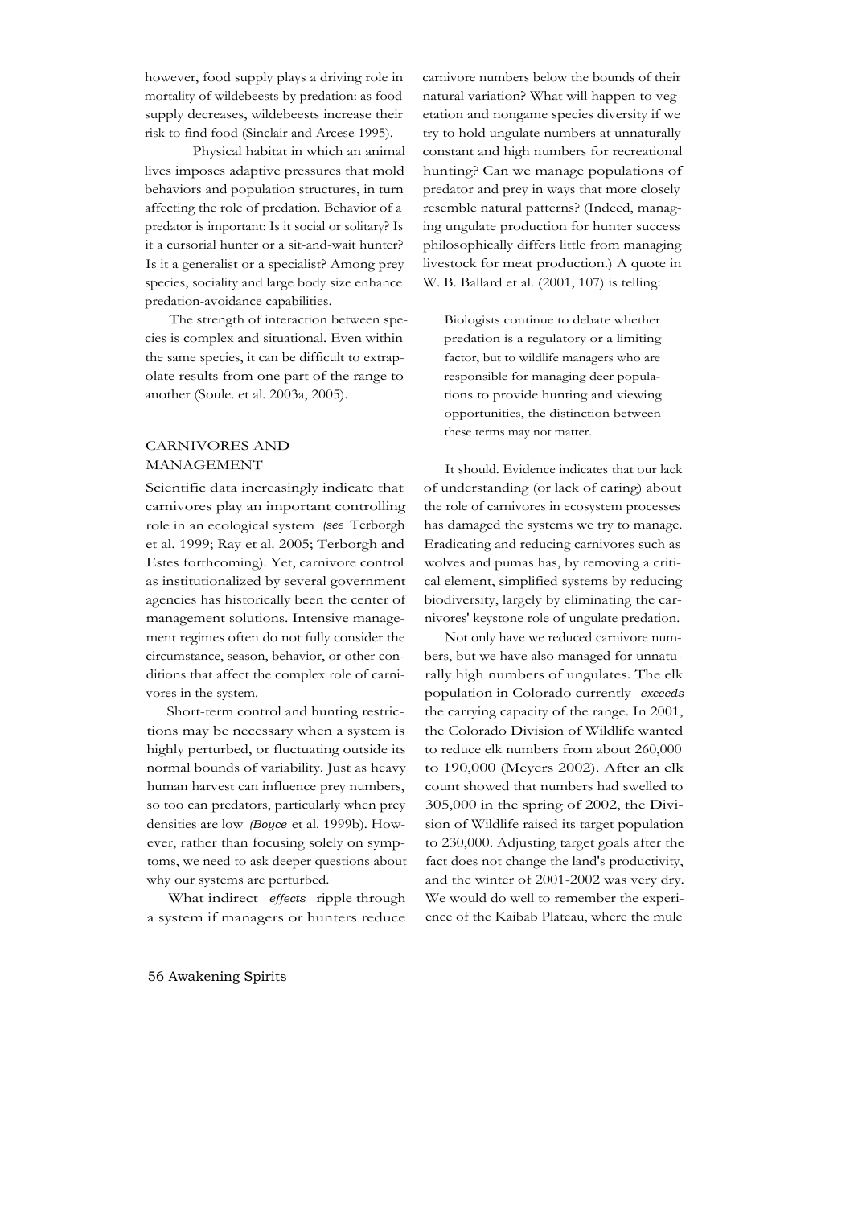however, food supply plays a driving role in mortality of wildebeests by predation: as food supply decreases, wildebeests increase their risk to find food (Sinclair and Arcese 1995).

Physical habitat in which an animal lives imposes adaptive pressures that mold behaviors and population structures, in turn affecting the role of predation. Behavior of a predator is important: Is it social or solitary? Is it a cursorial hunter or a sit-and-wait hunter? Is it a generalist or a specialist? Among prey species, sociality and large body size enhance predation-avoidance capabilities.

The strength of interaction between species is complex and situational. Even within the same species, it can be difficult to extrapolate results from one part of the range to another (Soule. et al. 2003a, 2005).

## CARNIVORES AND MANAGEMENT

Scientific data increasingly indicate that carnivores play an important controlling role in an ecological system *(see* Terborgh et al. 1999; Ray et al. 2005; Terborgh and Estes forthcoming). Yet, carnivore control as institutionalized by several government agencies has historically been the center of management solutions. Intensive management regimes often do not fully consider the circumstance, season, behavior, or other conditions that affect the complex role of carnivores in the system.

Short-term control and hunting restrictions may be necessary when a system is highly perturbed, or fluctuating outside its normal bounds of variability. Just as heavy human harvest can influence prey numbers, so too can predators, particularly when prey densities are low *(Boyce* et al. 1999b). However, rather than focusing solely on symptoms, we need to ask deeper questions about why our systems are perturbed.

What indirect *effects* ripple through a system if managers or hunters reduce carnivore numbers below the bounds of their natural variation? What will happen to vegetation and nongame species diversity if we try to hold ungulate numbers at unnaturally constant and high numbers for recreational hunting? Can we manage populations of predator and prey in ways that more closely resemble natural patterns? (Indeed, managing ungulate production for hunter success philosophically differs little from managing livestock for meat production.) A quote in W. B. Ballard et al. (2001, 107) is telling:

> Biologists continue to debate whether predation is a regulatory or a limiting factor, but to wildlife managers who are responsible for managing deer populations to provide hunting and viewing opportunities, the distinction between these terms may not matter.

It should. Evidence indicates that our lack of understanding (or lack of caring) about the role of carnivores in ecosystem processes has damaged the systems we try to manage. Eradicating and reducing carnivores such as wolves and pumas has, by removing a critical element, simplified systems by reducing biodiversity, largely by eliminating the carnivores' keystone role of ungulate predation.

Not only have we reduced carnivore numbers, but we have also managed for unnaturally high numbers of ungulates. The elk population in Colorado currently *exceeds* the carrying capacity of the range. In 2001, the Colorado Division of Wildlife wanted to reduce elk numbers from about 260,000 to 190,000 (Meyers 2002). After an elk count showed that numbers had swelled to 305,000 in the spring of 2002, the Division of Wildlife raised its target population to 230,000. Adjusting target goals after the fact does not change the land's productivity, and the winter of 2001-2002 was very dry. We would do well to remember the experience of the Kaibab Plateau, where the mule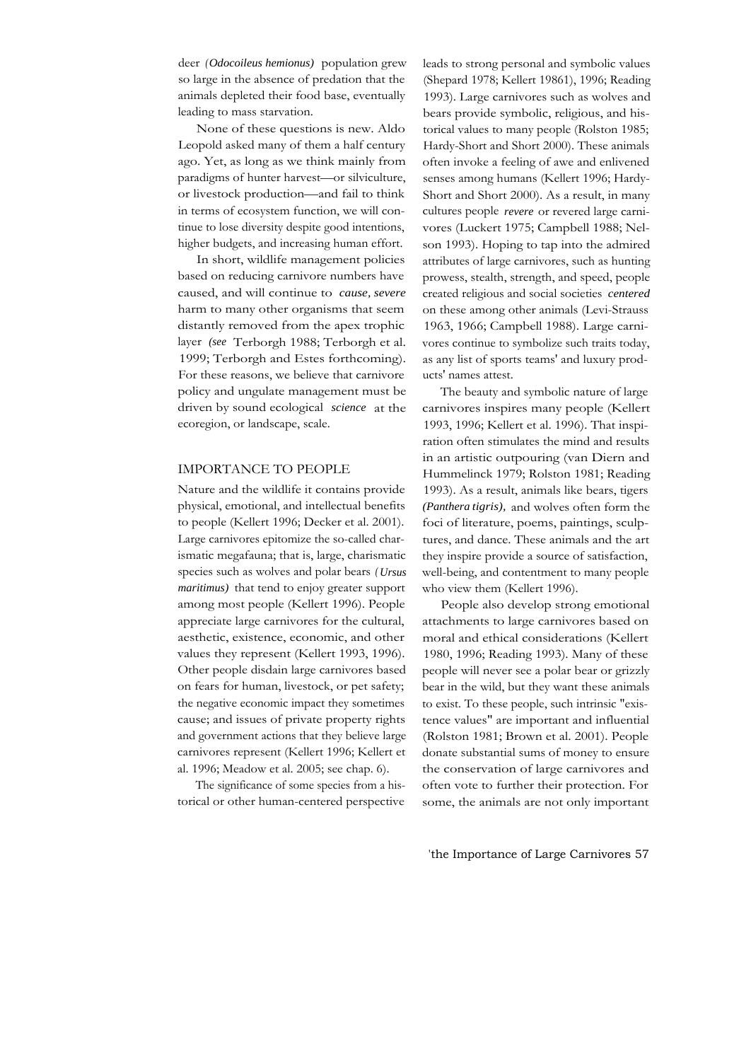deer *(Odocoileus hemionus)* population grew so large in the absence of predation that the animals depleted their food base, eventually leading to mass starvation.

None of these questions is new. Aldo Leopold asked many of them a half century ago. Yet, as long as we think mainly from paradigms of hunter harvest—or silviculture, or livestock production—and fail to think in terms of ecosystem function, we will continue to lose diversity despite good intentions, higher budgets, and increasing human effort.

In short, wildlife management policies based on reducing carnivore numbers have caused, and will continue to *cause, severe* harm to many other organisms that seem distantly removed from the apex trophic layer *(see* Terborgh 1988; Terborgh et al. 1999; Terborgh and Estes forthcoming). For these reasons, we believe that carnivore policy and ungulate management must be driven by sound ecological *science* at the ecoregion, or landscape, scale.

## IMPORTANCE TO PEOPLE

Nature and the wildlife it contains provide physical, emotional, and intellectual benefits to people (Kellert 1996; Decker et al. 2001). Large carnivores epitomize the so-called charismatic megafauna; that is, large, charismatic species such as wolves and polar bears *(Ursus maritimus)* that tend to enjoy greater support among most people (Kellert 1996). People appreciate large carnivores for the cultural, aesthetic, existence, economic, and other values they represent (Kellert 1993, 1996). Other people disdain large carnivores based on fears for human, livestock, or pet safety; the negative economic impact they sometimes cause; and issues of private property rights and government actions that they believe large carnivores represent (Kellert 1996; Kellert et al. 1996; Meadow et al. 2005; see chap. 6).

The significance of some species from a historical or other human-centered perspective leads to strong personal and symbolic values (Shepard 1978; Kellert 19861), 1996; Reading 1993). Large carnivores such as wolves and bears provide symbolic, religious, and historical values to many people (Rolston 1985; Hardy-Short and Short 2000). These animals often invoke a feeling of awe and enlivened senses among humans (Kellert 1996; Hardy-Short and Short 2000). As a result, in many cultures people *revere* or revered large carnivores (Luckert 1975; Campbell 1988; Nelson 1993). Hoping to tap into the admired attributes of large carnivores, such as hunting prowess, stealth, strength, and speed, people created religious and social societies *centered* on these among other animals (Levi-Strauss 1963, 1966; Campbell 1988). Large carnivores continue to symbolize such traits today, as any list of sports teams' and luxury products' names attest.

The beauty and symbolic nature of large carnivores inspires many people (Kellert 1993, 1996; Kellert et al. 1996). That inspiration often stimulates the mind and results in an artistic outpouring (van Diern and Hummelinck 1979; Rolston 1981; Reading 1993). As a result, animals like bears, tigers *(Panthera tigris),* and wolves often form the foci of literature, poems, paintings, sculptures, and dance. These animals and the art they inspire provide a source of satisfaction, well-being, and contentment to many people who view them (Kellert 1996).

People also develop strong emotional attachments to large carnivores based on moral and ethical considerations (Kellert 1980, 1996; Reading 1993). Many of these people will never see a polar bear or grizzly bear in the wild, but they want these animals to exist. To these people, such intrinsic "existence values" are important and influential (Rolston 1981; Brown et al. 2001). People donate substantial sums of money to ensure the conservation of large carnivores and often vote to further their protection. For some, the animals are not only important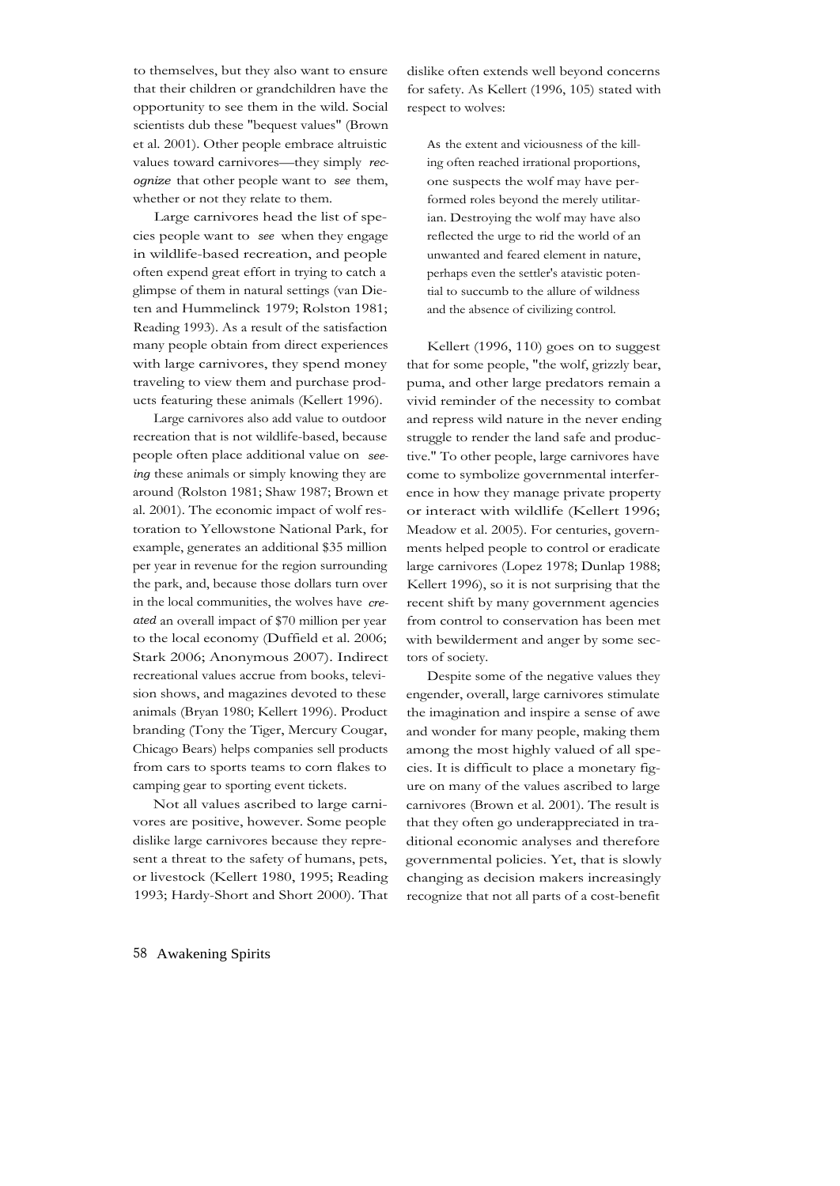to themselves, but they also want to ensure that their children or grandchildren have the opportunity to see them in the wild. Social scientists dub these "bequest values" (Brown et al. 2001). Other people embrace altruistic values toward carnivores—they simply *recognize* that other people want to *see* them, whether or not they relate to them.

Large carnivores head the list of species people want to *see* when they engage in wildlife-based recreation, and people often expend great effort in trying to catch a glimpse of them in natural settings (van Dieten and Hummelinck 1979; Rolston 1981; Reading 1993). As a result of the satisfaction many people obtain from direct experiences with large carnivores, they spend money traveling to view them and purchase products featuring these animals (Kellert 1996).

Large carnivores also add value to outdoor recreation that is not wildlife-based, because people often place additional value on *seeing* these animals or simply knowing they are around (Rolston 1981; Shaw 1987; Brown et al. 2001). The economic impact of wolf restoration to Yellowstone National Park, for example, generates an additional $35 million per year in revenue for the region surrounding the park, and, because those dollars turn over in the local communities, the wolves have *created* an overall impact of $70 million per year to the local economy (Duffield et al. 2006; Stark 2006; Anonymous 2007). Indirect recreational values accrue from books, television shows, and magazines devoted to these animals (Bryan 1980; Kellert 1996). Product branding (Tony the Tiger, Mercury Cougar, Chicago Bears) helps companies sell products from cars to sports teams to corn flakes to camping gear to sporting event tickets.

Not all values ascribed to large carnivores are positive, however. Some people dislike large carnivores because they represent a threat to the safety of humans, pets, or livestock (Kellert 1980, 1995; Reading 1993; Hardy-Short and Short 2000). That dislike often extends well beyond concerns for safety. As Kellert (1996, 105) stated with respect to wolves:

> As the extent and viciousness of the killing often reached irrational proportions, one suspects the wolf may have performed roles beyond the merely utilitarian. Destroying the wolf may have also reflected the urge to rid the world of an unwanted and feared element in nature, perhaps even the settler's atavistic potential to succumb to the allure of wildness and the absence of civilizing control.

Kellert (1996, 110) goes on to suggest that for some people, "the wolf, grizzly bear, puma, and other large predators remain a vivid reminder of the necessity to combat and repress wild nature in the never ending struggle to render the land safe and productive." To other people, large carnivores have come to symbolize governmental interference in how they manage private property or interact with wildlife (Kellert 1996; Meadow et al. 2005). For centuries, governments helped people to control or eradicate large carnivores (Lopez 1978; Dunlap 1988; Kellert 1996), so it is not surprising that the recent shift by many government agencies from control to conservation has been met with bewilderment and anger by some sectors of society.

Despite some of the negative values they engender, overall, large carnivores stimulate the imagination and inspire a sense of awe and wonder for many people, making them among the most highly valued of all species. It is difficult to place a monetary figure on many of the values ascribed to large carnivores (Brown et al. 2001). The result is that they often go underappreciated in traditional economic analyses and therefore governmental policies. Yet, that is slowly changing as decision makers increasingly recognize that not all parts of a cost-benefit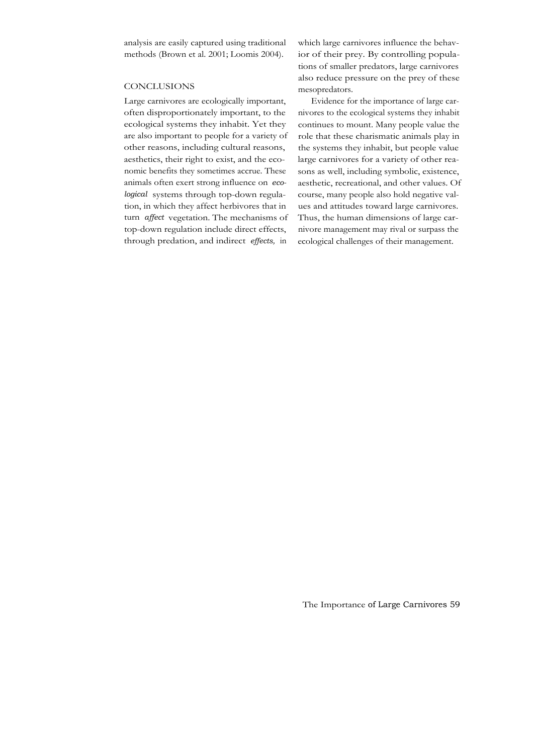analysis are easily captured using traditional methods (Brown et al. 2001; Loomis 2004).

## CONCLUSIONS

Large carnivores are ecologically important, often disproportionately important, to the ecological systems they inhabit. Yet they are also important to people for a variety of other reasons, including cultural reasons, aesthetics, their right to exist, and the economic benefits they sometimes accrue. These animals often exert strong influence on *ecological* systems through top-down regulation, in which they affect herbivores that in turn *affect* vegetation. The mechanisms of top-down regulation include direct effects, through predation, and indirect *effects,* in which large carnivores influence the behavior of their prey. By controlling populations of smaller predators, large carnivores also reduce pressure on the prey of these mesopredators.

Evidence for the importance of large carnivores to the ecological systems they inhabit continues to mount. Many people value the role that these charismatic animals play in the systems they inhabit, but people value large carnivores for a variety of other reasons as well, including symbolic, existence, aesthetic, recreational, and other values. Of course, many people also hold negative values and attitudes toward large carnivores. Thus, the human dimensions of large carnivore management may rival or surpass the ecological challenges of their management.